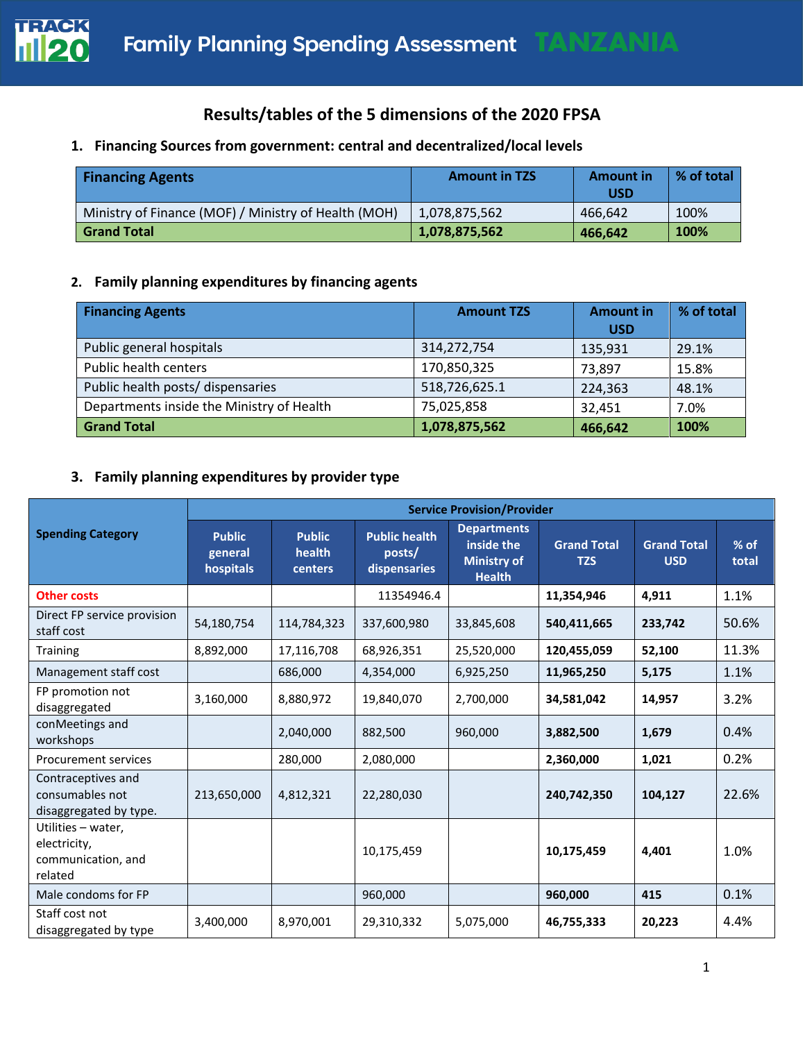# Family Planning Spending Assessment TANZANIA

## Results/tables of the 5 dimensions of the 2020 FPSA

### 1. Financing Sources from government: central and decentralized/local levels

| Financing Agents | Amount in TZS | Amount in USD | % of total |
|---|---|---|---|
| Ministry of Finance (MOF) / Ministry of Health (MOH) | 1,078,875,562 | 466,642 | 100% |
| **Grand Total** | **1,078,875,562** | **466,642** | **100%** |

### 2. Family planning expenditures by financing agents

| Financing Agents | Amount TZS | Amount in USD | % of total |
|---|---|---|---|
| Public general hospitals | 314,272,754 | 135,931 | 29.1% |
| Public health centers | 170,850,325 | 73,897 | 15.8% |
| Public health posts/ dispensaries | 518,726,625.1 | 224,363 | 48.1% |
| Departments inside the Ministry of Health | 75,025,858 | 32,451 | 7.0% |
| **Grand Total** | **1,078,875,562** | **466,642** | **100%** |

### 3. Family planning expenditures by provider type

| Spending Category | Service Provision/Provider | | | | | | |
|---|---|---|---|---|---|---|---|
| | Public general hospitals | Public health centers | Public health posts/ dispensaries | Departments inside the Ministry of Health | Grand Total TZS | Grand Total USD | % of total |
| Other costs | | | 11354946.4 | | **11,354,946** | **4,911** | 1.1% |
| Direct FP service provision staff cost | 54,180,754 | 114,784,323 | 337,600,980 | 33,845,608 | **540,411,665** | **233,742** | 50.6% |
| Training | 8,892,000 | 17,116,708 | 68,926,351 | 25,520,000 | **120,455,059** | **52,100** | 11.3% |
| Management staff cost | | 686,000 | 4,354,000 | 6,925,250 | **11,965,250** | **5,175** | 1.1% |
| FP promotion not disaggregated | 3,160,000 | 8,880,972 | 19,840,070 | 2,700,000 | **34,581,042** | **14,957** | 3.2% |
| conMeetings and workshops | | 2,040,000 | 882,500 | 960,000 | **3,882,500** | **1,679** | 0.4% |
| Procurement services | | 280,000 | 2,080,000 | | **2,360,000** | **1,021** | 0.2% |
| Contraceptives and consumables not disaggregated by type. | 213,650,000 | 4,812,321 | 22,280,030 | | **240,742,350** | **104,127** | 22.6% |
| Utilities – water, electricity, communication, and related | | | 10,175,459 | | **10,175,459** | **4,401** | 1.0% |
| Male condoms for FP | | | 960,000 | | **960,000** | **415** | 0.1% |
| Staff cost not disaggregated by type | 3,400,000 | 8,970,001 | 29,310,332 | 5,075,000 | **46,755,333** | **20,223** | 4.4% |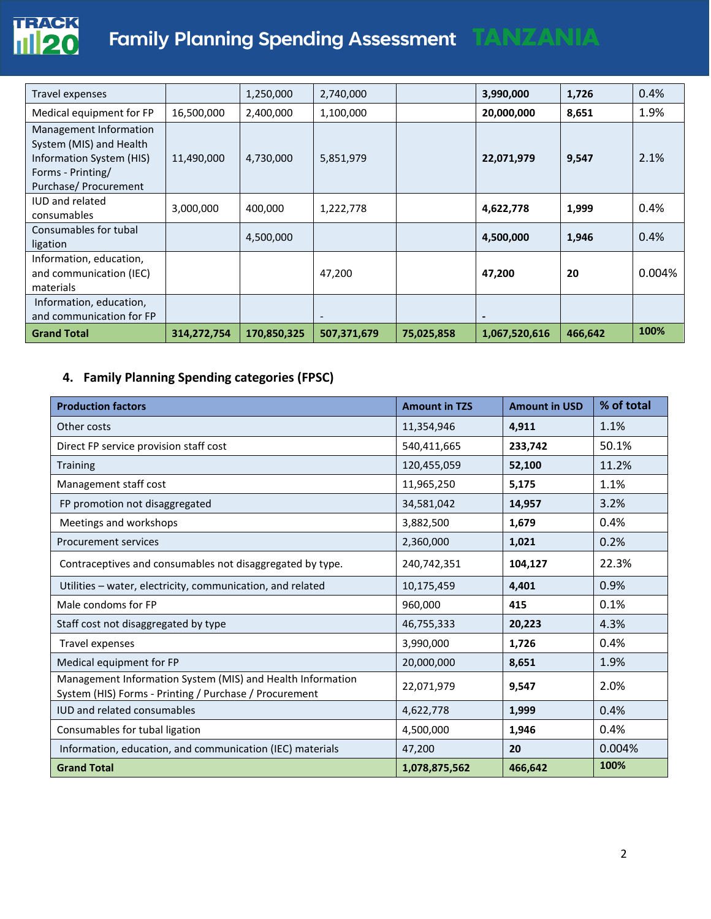| | | | | | | | |
|---|---|---|---|---|---|---|---|
| Travel expenses | | 1,250,000 | 2,740,000 | | **3,990,000** | **1,726** | 0.4% |
| Medical equipment for FP | 16,500,000 | 2,400,000 | 1,100,000 | | **20,000,000** | **8,651** | 1.9% |
| Management Information System (MIS) and Health Information System (HIS) Forms - Printing/ Purchase/ Procurement | 11,490,000 | 4,730,000 | 5,851,979 | | **22,071,979** | **9,547** | 2.1% |
| IUD and related consumables | 3,000,000 | 400,000 | 1,222,778 | | **4,622,778** | **1,999** | 0.4% |
| Consumables for tubal ligation | | 4,500,000 | | | **4,500,000** | **1,946** | 0.4% |
| Information, education, and communication (IEC) materials | | | 47,200 | | **47,200** | **20** | 0.004% |
| Information, education, and communication for FP | | | - | | **-** | | |
| **Grand Total** | **314,272,754** | **170,850,325** | **507,371,679** | **75,025,858** | **1,067,520,616** | **466,642** | **100%** |

## 4. Family Planning Spending categories (FPSC)

| Production factors | Amount in TZS | Amount in USD | % of total |
|---|---|---|---|
| Other costs | 11,354,946 | **4,911** | 1.1% |
| Direct FP service provision staff cost | 540,411,665 | **233,742** | 50.1% |
| Training | 120,455,059 | **52,100** | 11.2% |
| Management staff cost | 11,965,250 | **5,175** | 1.1% |
| FP promotion not disaggregated | 34,581,042 | **14,957** | 3.2% |
| Meetings and workshops | 3,882,500 | **1,679** | 0.4% |
| Procurement services | 2,360,000 | **1,021** | 0.2% |
| Contraceptives and consumables not disaggregated by type. | 240,742,351 | **104,127** | 22.3% |
| Utilities – water, electricity, communication, and related | 10,175,459 | **4,401** | 0.9% |
| Male condoms for FP | 960,000 | **415** | 0.1% |
| Staff cost not disaggregated by type | 46,755,333 | **20,223** | 4.3% |
| Travel expenses | 3,990,000 | **1,726** | 0.4% |
| Medical equipment for FP | 20,000,000 | **8,651** | 1.9% |
| Management Information System (MIS) and Health Information System (HIS) Forms - Printing / Purchase / Procurement | 22,071,979 | **9,547** | 2.0% |
| IUD and related consumables | 4,622,778 | **1,999** | 0.4% |
| Consumables for tubal ligation | 4,500,000 | **1,946** | 0.4% |
| Information, education, and communication (IEC) materials | 47,200 | **20** | 0.004% |
| **Grand Total** | **1,078,875,562** | **466,642** | **100%** |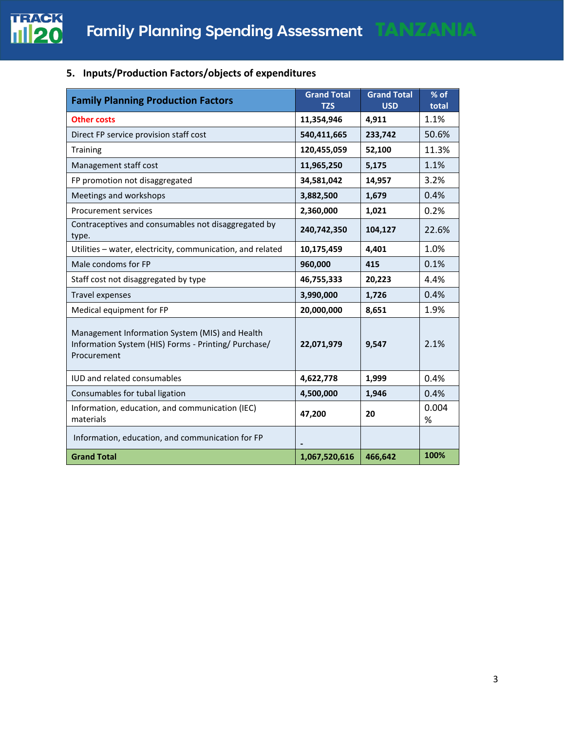## 5. Inputs/Production Factors/objects of expenditures

| Family Planning Production Factors | Grand Total TZS | Grand Total USD | % of total |
|---|---|---|---|
| Other costs | **11,354,946** | **4,911** | 1.1% |
| Direct FP service provision staff cost | **540,411,665** | **233,742** | 50.6% |
| Training | **120,455,059** | **52,100** | 11.3% |
| Management staff cost | **11,965,250** | **5,175** | 1.1% |
| FP promotion not disaggregated | **34,581,042** | **14,957** | 3.2% |
| Meetings and workshops | **3,882,500** | **1,679** | 0.4% |
| Procurement services | **2,360,000** | **1,021** | 0.2% |
| Contraceptives and consumables not disaggregated by type. | **240,742,350** | **104,127** | 22.6% |
| Utilities – water, electricity, communication, and related | **10,175,459** | **4,401** | 1.0% |
| Male condoms for FP | **960,000** | **415** | 0.1% |
| Staff cost not disaggregated by type | **46,755,333** | **20,223** | 4.4% |
| Travel expenses | **3,990,000** | **1,726** | 0.4% |
| Medical equipment for FP | **20,000,000** | **8,651** | 1.9% |
| Management Information System (MIS) and Health Information System (HIS) Forms - Printing/ Purchase/ Procurement | **22,071,979** | **9,547** | 2.1% |
| IUD and related consumables | **4,622,778** | **1,999** | 0.4% |
| Consumables for tubal ligation | **4,500,000** | **1,946** | 0.4% |
| Information, education, and communication (IEC) materials | **47,200** | **20** | 0.004 % |
| Information, education, and communication for FP | - | | |
| **Grand Total** | **1,067,520,616** | **466,642** | **100%** |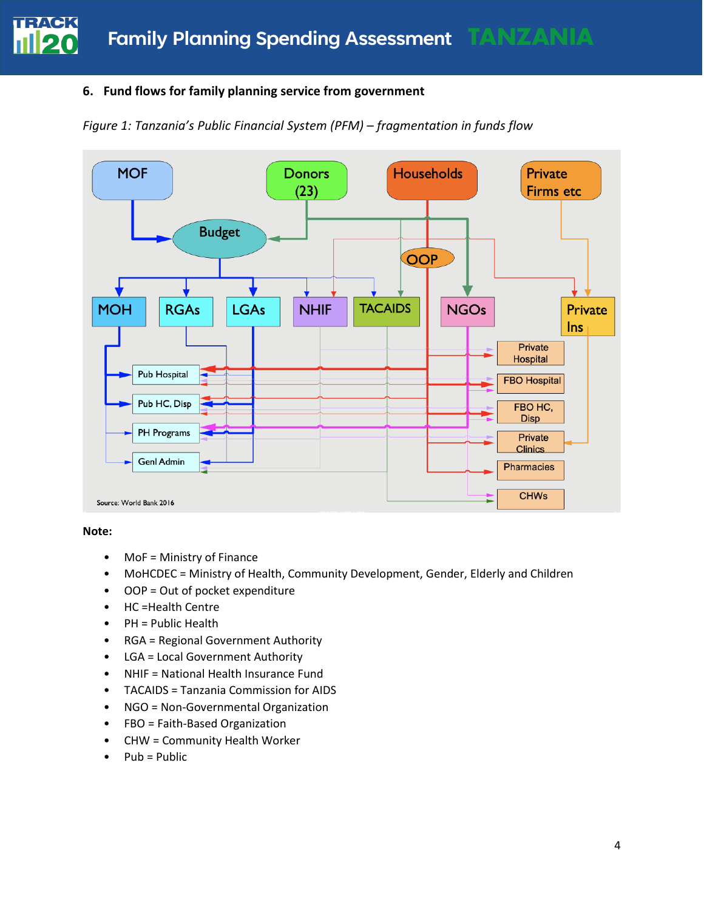## 6. Fund flows for family planning service from government

*Figure 1: Tanzania's Public Financial System (PFM) – fragmentation in funds flow*

MOF
Donors (23)
Households
Private Firms etc
Budget
OOP
MOH
RGAs
LGAs
NHIF
TACAIDS
NGOs
Private Ins
Pub Hospital
Pub HC, Disp
PH Programs
Genl Admin
Private Hospital
FBO Hospital
FBO HC, Disp
Private Clinics
Pharmacies
CHWs
Source: World Bank 2016

**Note:**

- MoF = Ministry of Finance
- MoHCDEC = Ministry of Health, Community Development, Gender, Elderly and Children
- OOP = Out of pocket expenditure
- HC =Health Centre
- PH = Public Health
- RGA = Regional Government Authority
- LGA = Local Government Authority
- NHIF = National Health Insurance Fund
- TACAIDS = Tanzania Commission for AIDS
- NGO = Non-Governmental Organization
- FBO = Faith-Based Organization
- CHW = Community Health Worker
- Pub = Public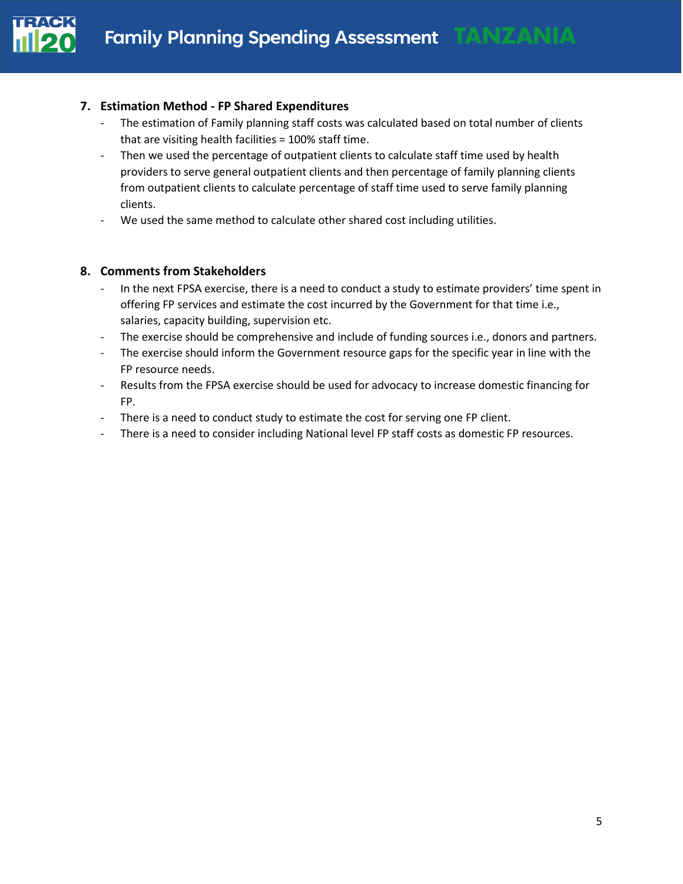## 7. Estimation Method - FP Shared Expenditures

- The estimation of Family planning staff costs was calculated based on total number of clients that are visiting health facilities = 100% staff time.
- Then we used the percentage of outpatient clients to calculate staff time used by health providers to serve general outpatient clients and then percentage of family planning clients from outpatient clients to calculate percentage of staff time used to serve family planning clients.
- We used the same method to calculate other shared cost including utilities.

## 8. Comments from Stakeholders

- In the next FPSA exercise, there is a need to conduct a study to estimate providers' time spent in offering FP services and estimate the cost incurred by the Government for that time i.e., salaries, capacity building, supervision etc.
- The exercise should be comprehensive and include of funding sources i.e., donors and partners.
- The exercise should inform the Government resource gaps for the specific year in line with the FP resource needs.
- Results from the FPSA exercise should be used for advocacy to increase domestic financing for FP.
- There is a need to conduct study to estimate the cost for serving one FP client.
- There is a need to consider including National level FP staff costs as domestic FP resources.